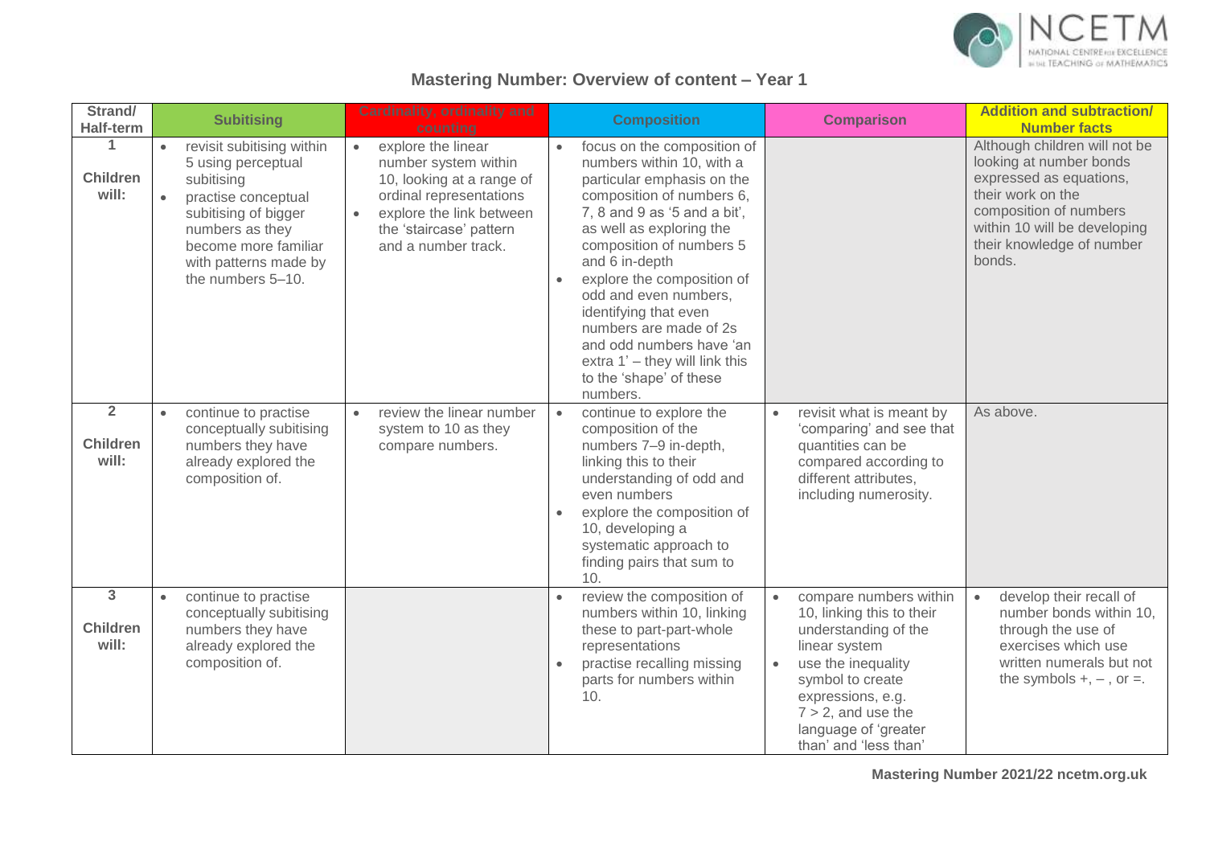## Mastering Number: Overview of content – Year 1

| Strand/ Half-term | Subitising | Cardinality, ordinality and counting | Composition | Comparison | Addition and subtraction/ Number facts |
|---|---|---|---|---|---|
| **1** **Children will:** | • revisit subitising within 5 using perceptual subitising<br>• practise conceptual subitising of bigger numbers as they become more familiar with patterns made by the numbers 5–10. | • explore the linear number system within 10, looking at a range of ordinal representations<br>• explore the link between the 'staircase' pattern and a number track. | • focus on the composition of numbers within 10, with a particular emphasis on the composition of numbers 6, 7, 8 and 9 as '5 and a bit', as well as exploring the composition of numbers 5 and 6 in-depth<br>• explore the composition of odd and even numbers, identifying that even numbers are made of 2s and odd numbers have 'an extra 1' – they will link this to the 'shape' of these numbers. | | Although children will not be looking at number bonds expressed as equations, their work on the composition of numbers within 10 will be developing their knowledge of number bonds. |
| **2** **Children will:** | • continue to practise conceptually subitising numbers they have already explored the composition of. | • review the linear number system to 10 as they compare numbers. | • continue to explore the composition of the numbers 7–9 in-depth, linking this to their understanding of odd and even numbers<br>• explore the composition of 10, developing a systematic approach to finding pairs that sum to 10. | • revisit what is meant by 'comparing' and see that quantities can be compared according to different attributes, including numerosity. | As above. |
| **3** **Children will:** | • continue to practise conceptually subitising numbers they have already explored the composition of. | | • review the composition of numbers within 10, linking these to part-part-whole representations<br>• practise recalling missing parts for numbers within 10. | • compare numbers within 10, linking this to their understanding of the linear system<br>• use the inequality symbol to create expressions, e.g. $7 > 2$, and use the language of 'greater than' and 'less than' | • develop their recall of number bonds within 10, through the use of exercises which use written numerals but not the symbols +, – , or =. |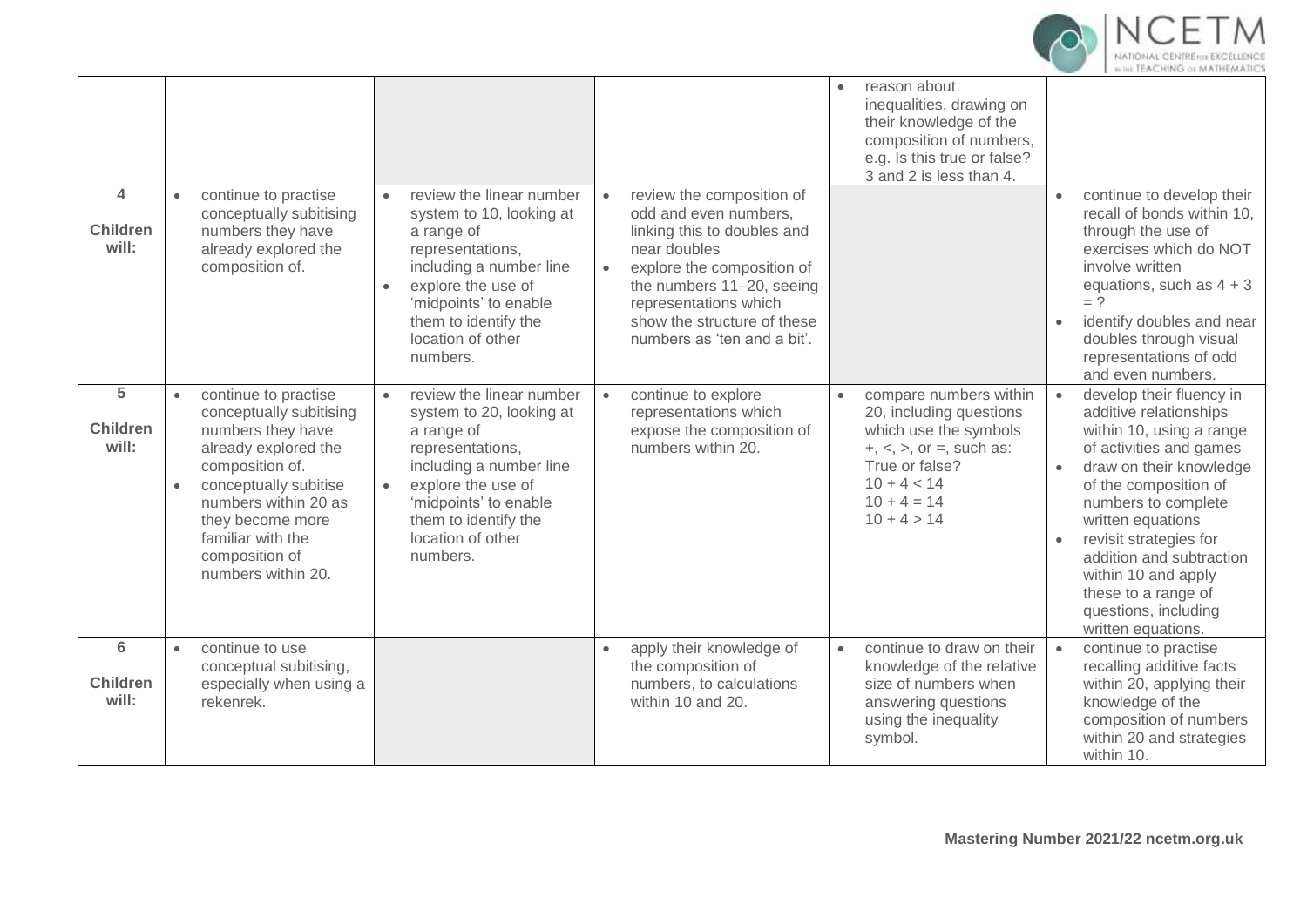| | | | | | |
|---|---|---|---|---|---|
| | | | | • reason about inequalities, drawing on their knowledge of the composition of numbers, e.g. Is this true or false? 3 and 2 is less than 4. | |
| **4** **Children will:** | • continue to practise conceptually subitising numbers they have already explored the composition of. | • review the linear number system to 10, looking at a range of representations, including a number line<br>• explore the use of 'midpoints' to enable them to identify the location of other numbers. | • review the composition of odd and even numbers, linking this to doubles and near doubles<br>• explore the composition of the numbers 11–20, seeing representations which show the structure of these numbers as 'ten and a bit'. | | • continue to develop their recall of bonds within 10, through the use of exercises which do NOT involve written equations, such as $4 + 3 = ?$<br>• identify doubles and near doubles through visual representations of odd and even numbers. |
| **5** **Children will:** | • continue to practise conceptually subitising numbers they have already explored the composition of.<br>• conceptually subitise numbers within 20 as they become more familiar with the composition of numbers within 20. | • review the linear number system to 20, looking at a range of representations, including a number line<br>• explore the use of 'midpoints' to enable them to identify the location of other numbers. | • continue to explore representations which expose the composition of numbers within 20. | • compare numbers within 20, including questions which use the symbols +, <, >, or =, such as: True or false? $10 + 4 < 14$ $10 + 4 = 14$ $10 + 4 > 14$ | • develop their fluency in additive relationships within 10, using a range of activities and games<br>• draw on their knowledge of the composition of numbers to complete written equations<br>• revisit strategies for addition and subtraction within 10 and apply these to a range of questions, including written equations. |
| **6** **Children will:** | • continue to use conceptual subitising, especially when using a rekenrek. | | • apply their knowledge of the composition of numbers, to calculations within 10 and 20. | • continue to draw on their knowledge of the relative size of numbers when answering questions using the inequality symbol. | • continue to practise recalling additive facts within 20, applying their knowledge of the composition of numbers within 20 and strategies within 10. |